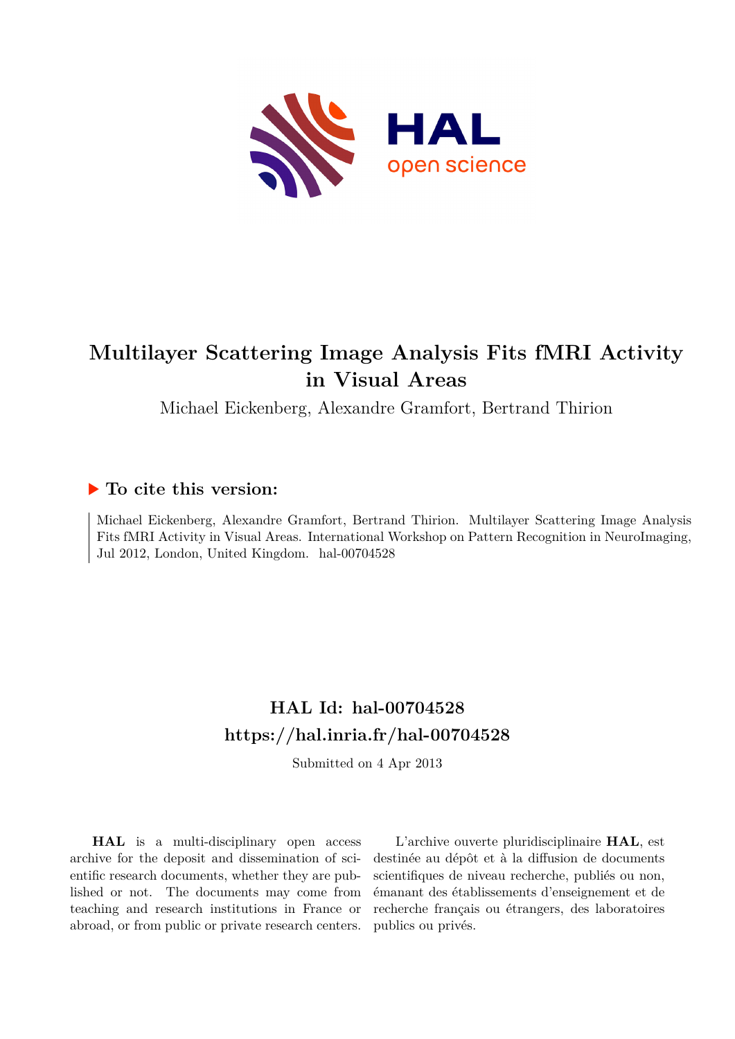# Multilayer Scattering Image Analysis Fits fMRI Activity in Visual Areas

Michael Eickenberg, Alexandre Gramfort, Bertrand Thirion

## ▶ To cite this version:

Michael Eickenberg, Alexandre Gramfort, Bertrand Thirion. Multilayer Scattering Image Analysis Fits fMRI Activity in Visual Areas. International Workshop on Pattern Recognition in NeuroImaging, Jul 2012, London, United Kingdom. hal-00704528

## HAL Id: hal-00704528
## https://hal.inria.fr/hal-00704528

Submitted on 4 Apr 2013

**HAL** is a multi-disciplinary open access archive for the deposit and dissemination of scientific research documents, whether they are published or not. The documents may come from teaching and research institutions in France or abroad, or from public or private research centers.

L'archive ouverte pluridisciplinaire **HAL**, est destinée au dépôt et à la diffusion de documents scientifiques de niveau recherche, publiés ou non, émanant des établissements d'enseignement et de recherche français ou étrangers, des laboratoires publics ou privés.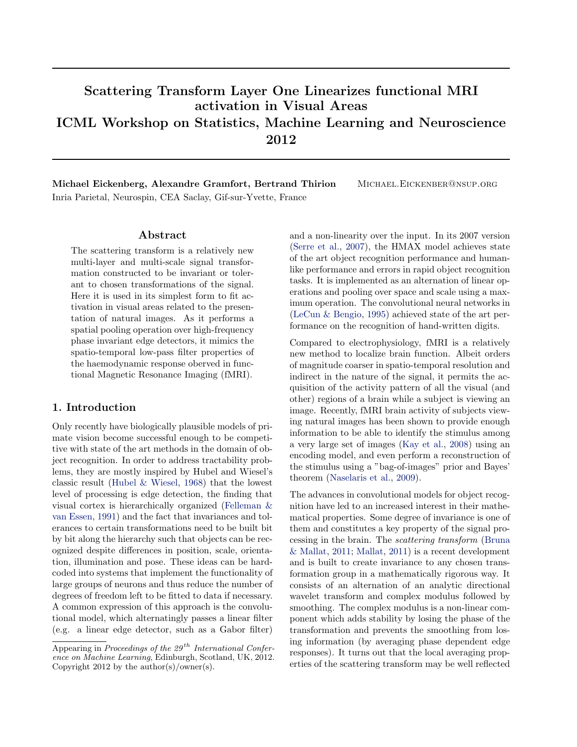# Scattering Transform Layer One Linearizes functional MRI activation in Visual Areas
# ICML Workshop on Statistics, Machine Learning and Neuroscience 2012

**Michael Eickenberg, Alexandre Gramfort, Bertrand Thirion** MICHAEL.EICKENBER@NSUP.ORG
Inria Parietal, Neurospin, CEA Saclay, Gif-sur-Yvette, France

## Abstract

The scattering transform is a relatively new multi-layer and multi-scale signal transformation constructed to be invariant or tolerant to chosen transformations of the signal. Here it is used in its simplest form to fit activation in visual areas related to the presentation of natural images. As it performs a spatial pooling operation over high-frequency phase invariant edge detectors, it mimics the spatio-temporal low-pass filter properties of the haemodynamic response oberved in functional Magnetic Resonance Imaging (fMRI).

## 1. Introduction

Only recently have biologically plausible models of primate vision become successful enough to be competitive with state of the art methods in the domain of object recognition. In order to address tractability problems, they are mostly inspired by Hubel and Wiesel's classic result (Hubel & Wiesel, 1968) that the lowest level of processing is edge detection, the finding that visual cortex is hierarchically organized (Felleman & van Essen, 1991) and the fact that invariances and tolerances to certain transformations need to be built bit by bit along the hierarchy such that objects can be recognized despite differences in position, scale, orientation, illumination and pose. These ideas can be hard-coded into systems that implement the functionality of large groups of neurons and thus reduce the number of degrees of freedom left to be fitted to data if necessary. A common expression of this approach is the convolutional model, which alternatingly passes a linear filter (e.g. a linear edge detector, such as a Gabor filter) and a non-linearity over the input. In its 2007 version (Serre et al., 2007), the HMAX model achieves state of the art object recognition performance and human-like performance and errors in rapid object recognition tasks. It is implemented as an alternation of linear operations and pooling over space and scale using a maximum operation. The convolutional neural networks in (LeCun & Bengio, 1995) achieved state of the art performance on the recognition of hand-written digits.

Compared to electrophysiology, fMRI is a relatively new method to localize brain function. Albeit orders of magnitude coarser in spatio-temporal resolution and indirect in the nature of the signal, it permits the acquisition of the activity pattern of all the visual (and other) regions of a brain while a subject is viewing an image. Recently, fMRI brain activity of subjects viewing natural images has been shown to provide enough information to be able to identify the stimulus among a very large set of images (Kay et al., 2008) using an encoding model, and even perform a reconstruction of the stimulus using a "bag-of-images" prior and Bayes' theorem (Naselaris et al., 2009).

The advances in convolutional models for object recognition have led to an increased interest in their mathematical properties. Some degree of invariance is one of them and constitutes a key property of the signal processing in the brain. The *scattering transform* (Bruna & Mallat, 2011; Mallat, 2011) is a recent development and is built to create invariance to any chosen transformation group in a mathematically rigorous way. It consists of an alternation of an analytic directional wavelet transform and complex modulus followed by smoothing. The complex modulus is a non-linear component which adds stability by losing the phase of the transformation and prevents the smoothing from losing information (by averaging phase dependent edge responses). It turns out that the local averaging properties of the scattering transform may be well reflected

Appearing in *Proceedings of the 29$^{th}$ International Conference on Machine Learning*, Edinburgh, Scotland, UK, 2012. Copyright 2012 by the author(s)/owner(s).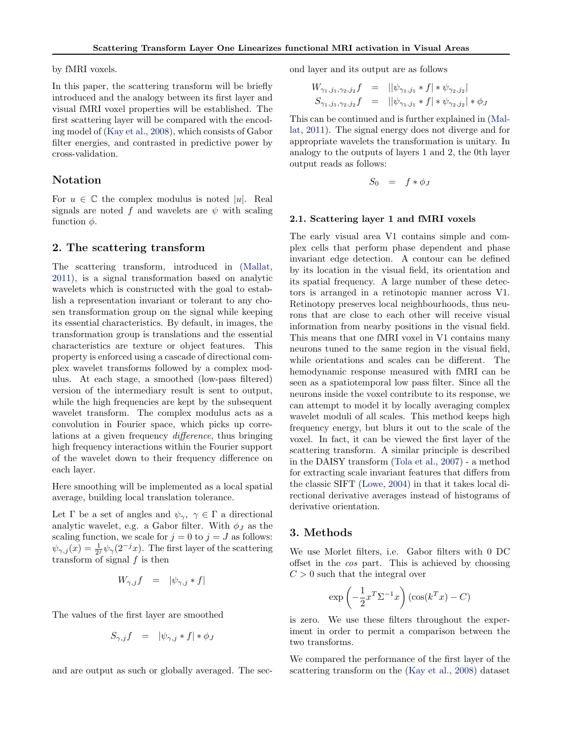by fMRI voxels.

In this paper, the scattering transform will be briefly introduced and the analogy between its first layer and visual fMRI voxel properties will be established. The first scattering layer will be compared with the encoding model of (Kay et al., 2008), which consists of Gabor filter energies, and contrasted in predictive power by cross-validation.

## Notation

For $u \in \mathbb{C}$ the complex modulus is noted $|u|$. Real signals are noted $f$ and wavelets are $\psi$ with scaling function $\phi$.

## 2. The scattering transform

The scattering transform, introduced in (Mallat, 2011), is a signal transformation based on analytic wavelets which is constructed with the goal to establish a representation invariant or tolerant to any chosen transformation group on the signal while keeping its essential characteristics. By default, in images, the transformation group is translations and the essential characteristics are texture or object features. This property is enforced using a cascade of directional complex wavelet transforms followed by a complex modulus. At each stage, a smoothed (low-pass filtered) version of the intermediary result is sent to output, while the high frequencies are kept by the subsequent wavelet transform. The complex modulus acts as a convolution in Fourier space, which picks up correlations at a given frequency *difference*, thus bringing high frequency interactions within the Fourier support of the wavelet down to their frequency difference on each layer.

Here smoothing will be implemented as a local spatial average, building local translation tolerance.

Let $\Gamma$ be a set of angles and $\psi_\gamma,\ \gamma \in \Gamma$ a directional analytic wavelet, e.g. a Gabor filter. With $\phi_J$ as the scaling function, we scale for $j = 0$ to $j = J$ as follows: $\psi_{\gamma,j}(x) = \frac{1}{2^j}\psi_\gamma(2^{-j}x)$. The first layer of the scattering transform of signal $f$ is then

$$W_{\gamma,j} f \quad = \quad |\psi_{\gamma,j} * f|$$

The values of the first layer are smoothed

$$S_{\gamma,j} f \quad = \quad |\psi_{\gamma,j} * f| * \phi_J$$

and are output as such or globally averaged. The second layer and its output are as follows

$$\begin{aligned} W_{\gamma_1,j_1,\gamma_2,j_2} f &= ||\psi_{\gamma_1,j_1} * f| * \psi_{\gamma_2,j_2}| \\ S_{\gamma_1,j_1,\gamma_2,j_2} f &= ||\psi_{\gamma_1,j_1} * f| * \psi_{\gamma_2,j_2}| * \phi_J \end{aligned}$$

This can be continued and is further explained in (Mallat, 2011). The signal energy does not diverge and for appropriate wavelets the transformation is unitary. In analogy to the outputs of layers 1 and 2, the 0th layer output reads as follows:

$$S_0 \quad = \quad f * \phi_J$$

### 2.1. Scattering layer 1 and fMRI voxels

The early visual area V1 contains simple and complex cells that perform phase dependent and phase invariant edge detection. A contour can be defined by its location in the visual field, its orientation and its spatial frequency. A large number of these detectors is arranged in a retinotopic manner across V1. Retinotopy preserves local neighbourhoods, thus neurons that are close to each other will receive visual information from nearby positions in the visual field. This means that one fMRI voxel in V1 contains many neurons tuned to the same region in the visual field, while orientations and scales can be different. The hemodynamic response measured with fMRI can be seen as a spatiotemporal low pass filter. Since all the neurons inside the voxel contribute to its response, we can attempt to model it by locally averaging complex wavelet moduli of all scales. This method keeps high frequency energy, but blurs it out to the scale of the voxel. In fact, it can be viewed the first layer of the scattering transform. A similar principle is described in the DAISY transform (Tola et al., 2007) - a method for extracting scale invariant features that differs from the classic SIFT (Lowe, 2004) in that it takes local directional derivative averages instead of histograms of derivative orientation.

## 3. Methods

We use Morlet filters, i.e. Gabor filters with 0 DC offset in the *cos* part. This is achieved by choosing $C > 0$ such that the integral over

$$\exp\left(-\frac{1}{2}x^T\Sigma^{-1}x\right)(\cos(k^Tx) - C)$$

is zero. We use these filters throughout the experiment in order to permit a comparison between the two transforms.

We compared the performance of the first layer of the scattering transform on the (Kay et al., 2008) dataset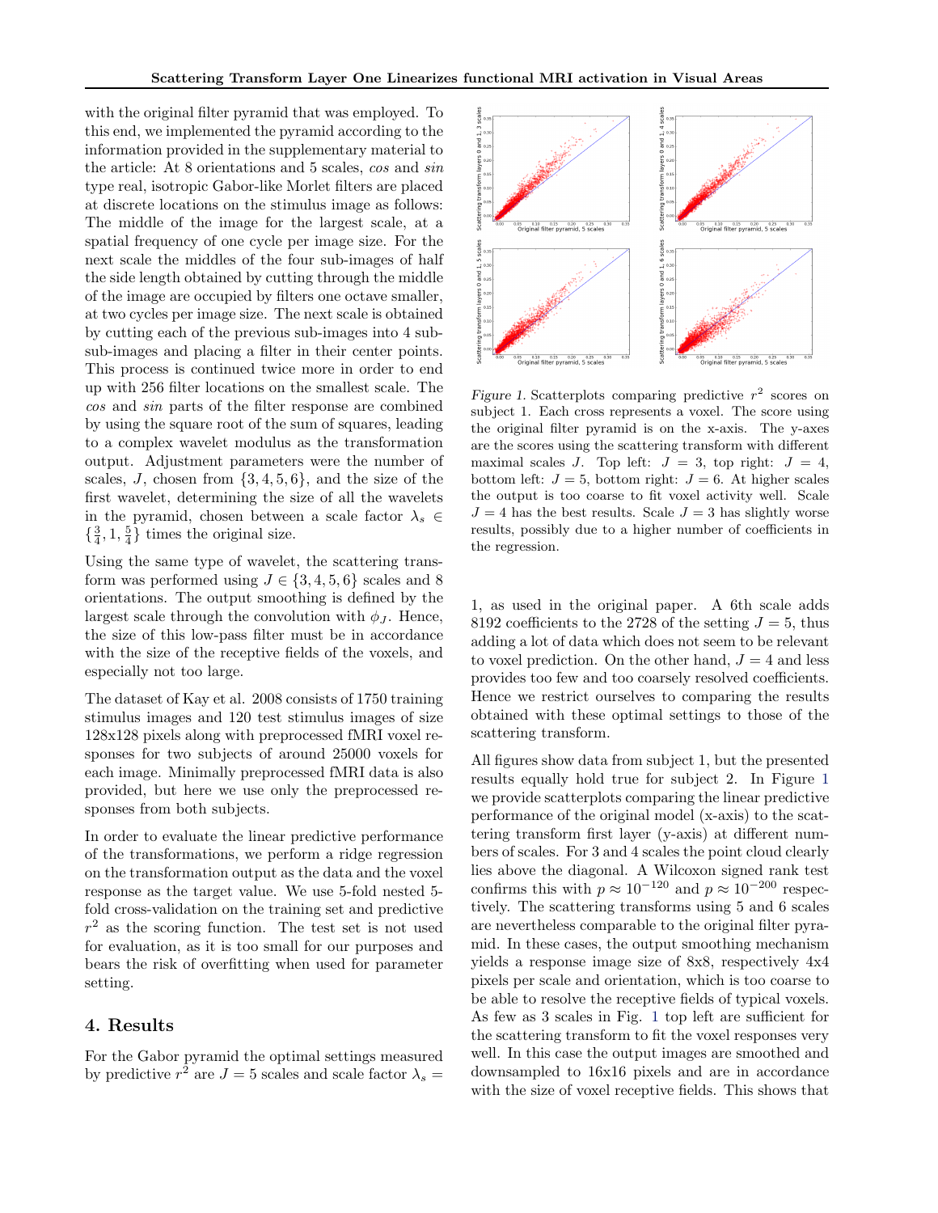with the original filter pyramid that was employed. To this end, we implemented the pyramid according to the information provided in the supplementary material to the article: At 8 orientations and 5 scales, *cos* and *sin* type real, isotropic Gabor-like Morlet filters are placed at discrete locations on the stimulus image as follows: The middle of the image for the largest scale, at a spatial frequency of one cycle per image size. For the next scale the middles of the four sub-images of half the side length obtained by cutting through the middle of the image are occupied by filters one octave smaller, at two cycles per image size. The next scale is obtained by cutting each of the previous sub-images into 4 sub-sub-images and placing a filter in their center points. This process is continued twice more in order to end up with 256 filter locations on the smallest scale. The *cos* and *sin* parts of the filter response are combined by using the square root of the sum of squares, leading to a complex wavelet modulus as the transformation output. Adjustment parameters were the number of scales, $J$, chosen from $\{3, 4, 5, 6\}$, and the size of the first wavelet, determining the size of all the wavelets in the pyramid, chosen between a scale factor $\lambda_s \in \{\frac{3}{4}, 1, \frac{5}{4}\}$ times the original size.

Using the same type of wavelet, the scattering transform was performed using $J \in \{3, 4, 5, 6\}$ scales and 8 orientations. The output smoothing is defined by the largest scale through the convolution with $\phi_J$. Hence, the size of this low-pass filter must be in accordance with the size of the receptive fields of the voxels, and especially not too large.

The dataset of Kay et al. 2008 consists of 1750 training stimulus images and 120 test stimulus images of size 128x128 pixels along with preprocessed fMRI voxel responses for two subjects of around 25000 voxels for each image. Minimally preprocessed fMRI data is also provided, but here we use only the preprocessed responses from both subjects.

In order to evaluate the linear predictive performance of the transformations, we perform a ridge regression on the transformation output as the data and the voxel response as the target value. We use 5-fold nested 5-fold cross-validation on the training set and predictive $r^2$ as the scoring function. The test set is not used for evaluation, as it is too small for our purposes and bears the risk of overfitting when used for parameter setting.

## 4. Results

For the Gabor pyramid the optimal settings measured by predictive $r^2$ are $J = 5$ scales and scale factor $\lambda_s = 1$, as used in the original paper. A 6th scale adds 8192 coefficients to the 2728 of the setting $J = 5$, thus adding a lot of data which does not seem to be relevant to voxel prediction. On the other hand, $J = 4$ and less provides too few and too coarsely resolved coefficients. Hence we restrict ourselves to comparing the results obtained with these optimal settings to those of the scattering transform.

*Figure 1.* Scatterplots comparing predictive $r^2$ scores on subject 1. Each cross represents a voxel. The score using the original filter pyramid is on the x-axis. The y-axes are the scores using the scattering transform with different maximal scales $J$. Top left: $J = 3$, top right: $J = 4$, bottom left: $J = 5$, bottom right: $J = 6$. At higher scales the output is too coarse to fit voxel activity well. Scale $J = 4$ has the best results. Scale $J = 3$ has slightly worse results, possibly due to a higher number of coefficients in the regression.

All figures show data from subject 1, but the presented results equally hold true for subject 2. In Figure 1 we provide scatterplots comparing the linear predictive performance of the original model (x-axis) to the scattering transform first layer (y-axis) at different numbers of scales. For 3 and 4 scales the point cloud clearly lies above the diagonal. A Wilcoxon signed rank test confirms this with $p \approx 10^{-120}$ and $p \approx 10^{-200}$ respectively. The scattering transforms using 5 and 6 scales are nevertheless comparable to the original filter pyramid. In these cases, the output smoothing mechanism yields a response image size of 8x8, respectively 4x4 pixels per scale and orientation, which is too coarse to be able to resolve the receptive fields of typical voxels. As few as 3 scales in Fig. 1 top left are sufficient for the scattering transform to fit the voxel responses very well. In this case the output images are smoothed and downsampled to 16x16 pixels and are in accordance with the size of voxel receptive fields. This shows that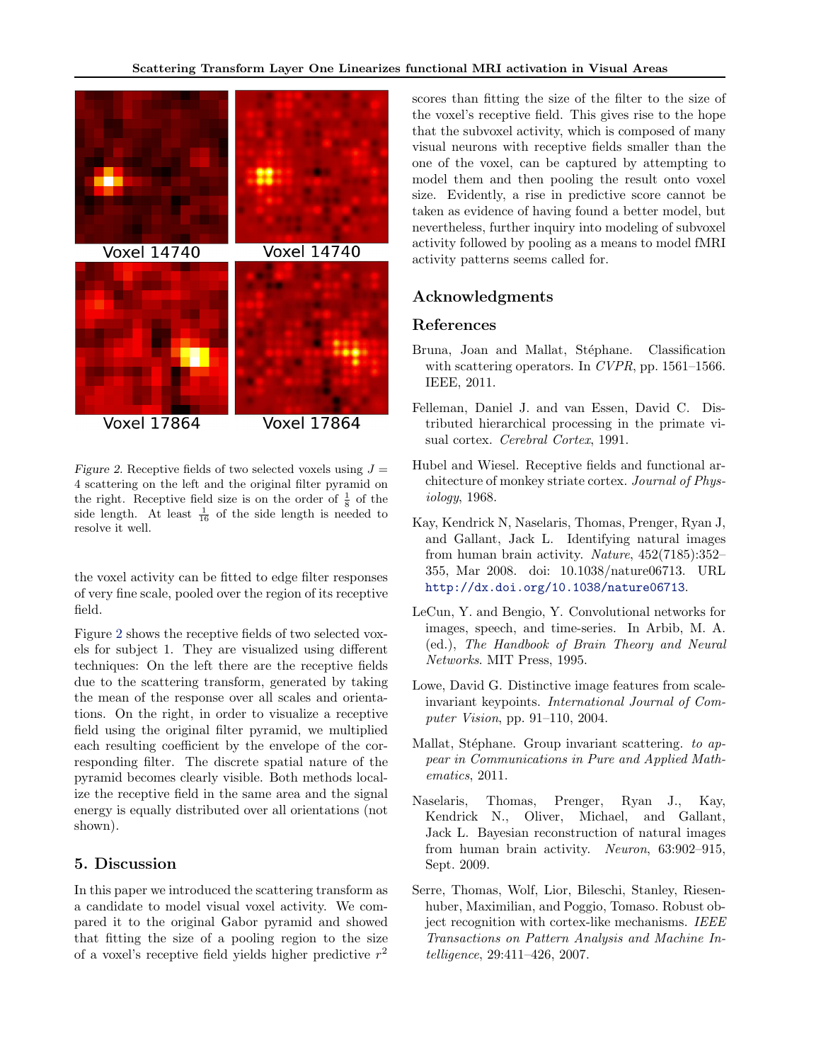Figure 2. Receptive fields of two selected voxels using $J = 4$ scattering on the left and the original filter pyramid on the right. Receptive field size is on the order of $\frac{1}{8}$ of the side length. At least $\frac{1}{16}$ of the side length is needed to resolve it well.

the voxel activity can be fitted to edge filter responses of very fine scale, pooled over the region of its receptive field.

Figure 2 shows the receptive fields of two selected voxels for subject 1. They are visualized using different techniques: On the left there are the receptive fields due to the scattering transform, generated by taking the mean of the response over all scales and orientations. On the right, in order to visualize a receptive field using the original filter pyramid, we multiplied each resulting coefficient by the envelope of the corresponding filter. The discrete spatial nature of the pyramid becomes clearly visible. Both methods localize the receptive field in the same area and the signal energy is equally distributed over all orientations (not shown).

## 5. Discussion

In this paper we introduced the scattering transform as a candidate to model visual voxel activity. We compared it to the original Gabor pyramid and showed that fitting the size of a pooling region to the size of a voxel's receptive field yields higher predictive $r^2$ scores than fitting the size of the filter to the size of the voxel's receptive field. This gives rise to the hope that the subvoxel activity, which is composed of many visual neurons with receptive fields smaller than the one of the voxel, can be captured by attempting to model them and then pooling the result onto voxel size. Evidently, a rise in predictive score cannot be taken as evidence of having found a better model, but nevertheless, further inquiry into modeling of subvoxel activity followed by pooling as a means to model fMRI activity patterns seems called for.

## Acknowledgments

## References

Bruna, Joan and Mallat, Stéphane. Classification with scattering operators. In *CVPR*, pp. 1561–1566. IEEE, 2011.

Felleman, Daniel J. and van Essen, David C. Distributed hierarchical processing in the primate visual cortex. *Cerebral Cortex*, 1991.

Hubel and Wiesel. Receptive fields and functional architecture of monkey striate cortex. *Journal of Physiology*, 1968.

Kay, Kendrick N, Naselaris, Thomas, Prenger, Ryan J, and Gallant, Jack L. Identifying natural images from human brain activity. *Nature*, 452(7185):352–355, Mar 2008. doi: 10.1038/nature06713. URL http://dx.doi.org/10.1038/nature06713.

LeCun, Y. and Bengio, Y. Convolutional networks for images, speech, and time-series. In Arbib, M. A. (ed.), *The Handbook of Brain Theory and Neural Networks*. MIT Press, 1995.

Lowe, David G. Distinctive image features from scale-invariant keypoints. *International Journal of Computer Vision*, pp. 91–110, 2004.

Mallat, Stéphane. Group invariant scattering. *to appear in Communications in Pure and Applied Mathematics*, 2011.

Naselaris, Thomas, Prenger, Ryan J., Kay, Kendrick N., Oliver, Michael, and Gallant, Jack L. Bayesian reconstruction of natural images from human brain activity. *Neuron*, 63:902–915, Sept. 2009.

Serre, Thomas, Wolf, Lior, Bileschi, Stanley, Riesenhuber, Maximilian, and Poggio, Tomaso. Robust object recognition with cortex-like mechanisms. *IEEE Transactions on Pattern Analysis and Machine Intelligence*, 29:411–426, 2007.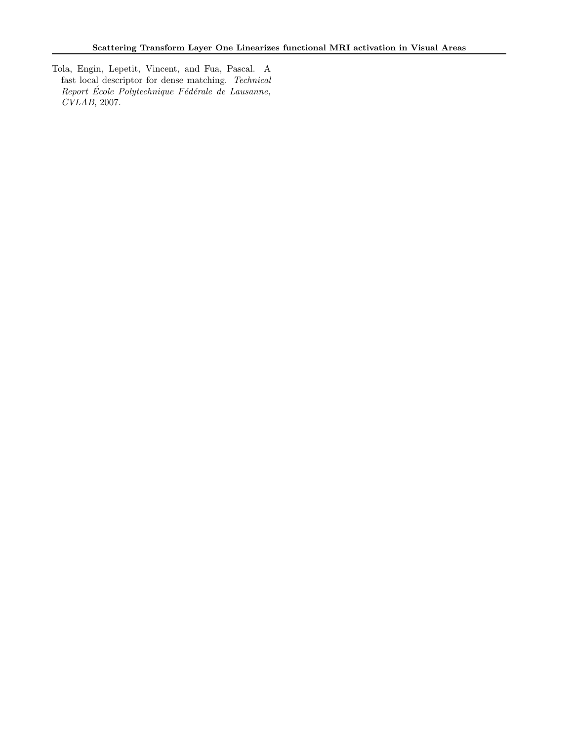Tola, Engin, Lepetit, Vincent, and Fua, Pascal. A fast local descriptor for dense matching. *Technical Report École Polytechnique Fédérale de Lausanne, CVLAB*, 2007.